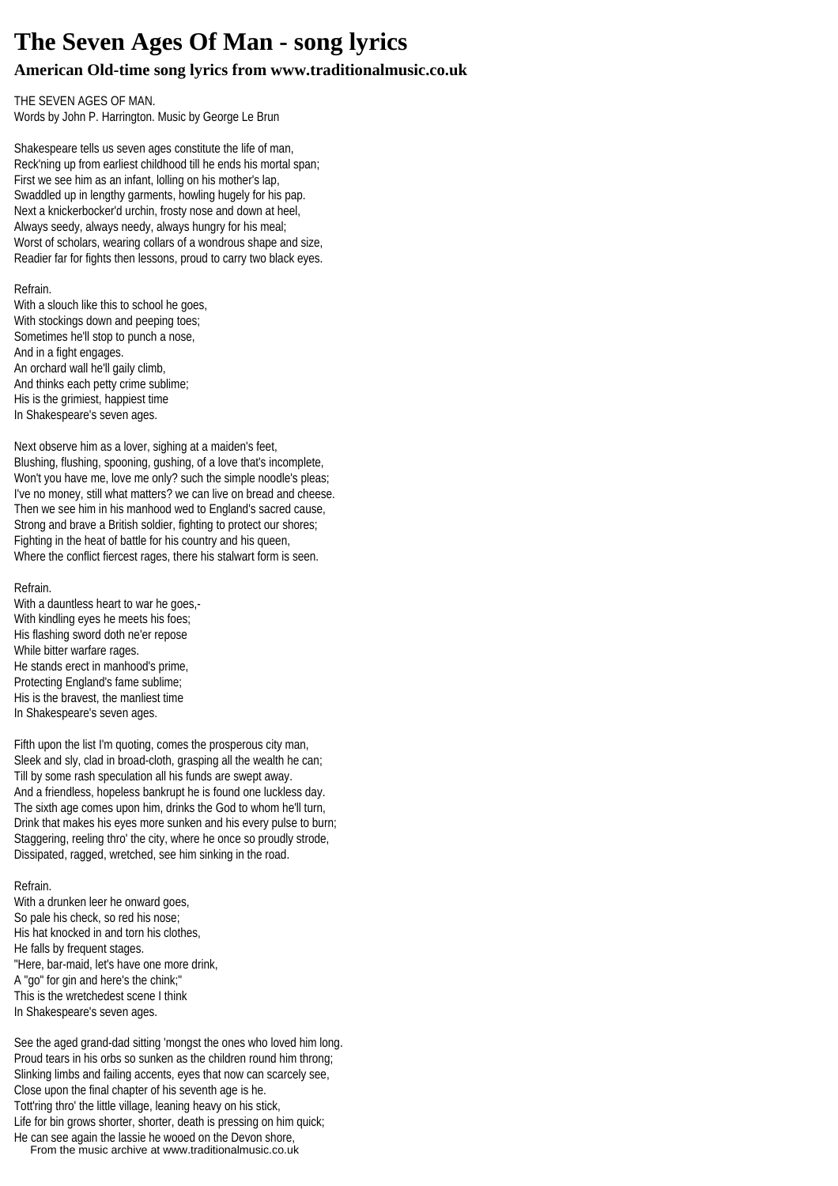# The Seven Ages Of Man - song lyrics

### American Old-time song lyrics from www.traditionalmusic.co.uk

THE SEVEN AGES OF MAN.
Words by John P. Harrington. Music by George Le Brun

Shakespeare tells us seven ages constitute the life of man,
Reck'ning up from earliest childhood till he ends his mortal span;
First we see him as an infant, lolling on his mother's lap,
Swaddled up in lengthy garments, howling hugely for his pap.
Next a knickerbocker'd urchin, frosty nose and down at heel,
Always seedy, always needy, always hungry for his meal;
Worst of scholars, wearing collars of a wondrous shape and size,
Readier far for fights then lessons, proud to carry two black eyes.

Refrain.
With a slouch like this to school he goes,
With stockings down and peeping toes;
Sometimes he'll stop to punch a nose,
And in a fight engages.
An orchard wall he'll gaily climb,
And thinks each petty crime sublime;
His is the grimiest, happiest time
In Shakespeare's seven ages.

Next observe him as a lover, sighing at a maiden's feet,
Blushing, flushing, spooning, gushing, of a love that's incomplete,
Won't you have me, love me only? such the simple noodle's pleas;
I've no money, still what matters? we can live on bread and cheese.
Then we see him in his manhood wed to England's sacred cause,
Strong and brave a British soldier, fighting to protect our shores;
Fighting in the heat of battle for his country and his queen,
Where the conflict fiercest rages, there his stalwart form is seen.

Refrain.
With a dauntless heart to war he goes,-
With kindling eyes he meets his foes;
His flashing sword doth ne'er repose
While bitter warfare rages.
He stands erect in manhood's prime,
Protecting England's fame sublime;
His is the bravest, the manliest time
In Shakespeare's seven ages.

Fifth upon the list I'm quoting, comes the prosperous city man,
Sleek and sly, clad in broad-cloth, grasping all the wealth he can;
Till by some rash speculation all his funds are swept away.
And a friendless, hopeless bankrupt he is found one luckless day.
The sixth age comes upon him, drinks the God to whom he'll turn,
Drink that makes his eyes more sunken and his every pulse to burn;
Staggering, reeling thro' the city, where he once so proudly strode,
Dissipated, ragged, wretched, see him sinking in the road.

Refrain.
With a drunken leer he onward goes,
So pale his check, so red his nose;
His hat knocked in and torn his clothes,
He falls by frequent stages.
"Here, bar-maid, let's have one more drink,
A "go" for gin and here's the chink;"
This is the wretchedest scene I think
In Shakespeare's seven ages.

See the aged grand-dad sitting 'mongst the ones who loved him long.
Proud tears in his orbs so sunken as the children round him throng;
Slinking limbs and failing accents, eyes that now can scarcely see,
Close upon the final chapter of his seventh age is he.
Tott'ring thro' the little village, leaning heavy on his stick,
Life for bin grows shorter, shorter, death is pressing on him quick;
He can see again the lassie he wooed on the Devon shore,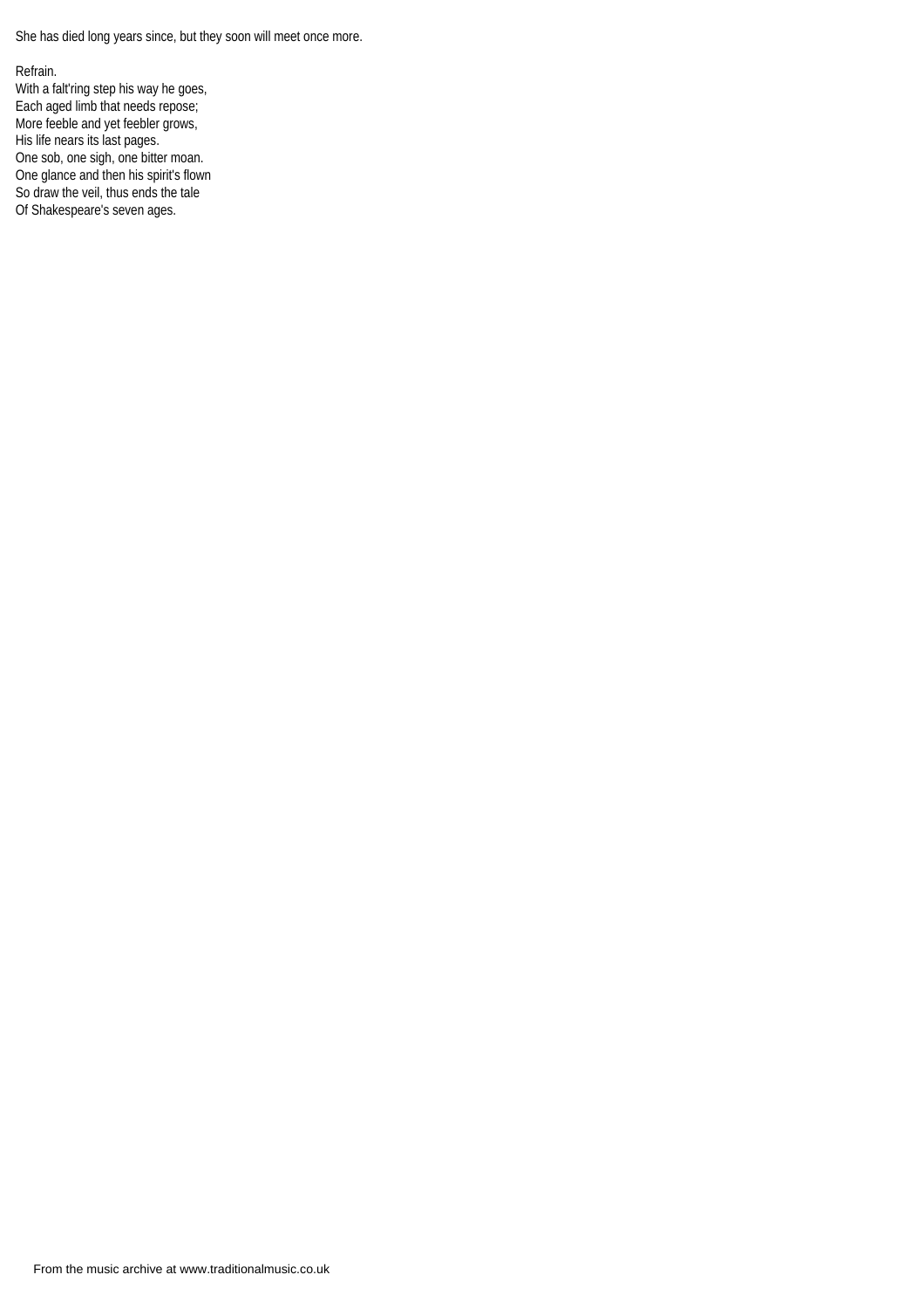She has died long years since, but they soon will meet once more.

Refrain.
With a falt'ring step his way he goes,
Each aged limb that needs repose;
More feeble and yet feebler grows,
His life nears its last pages.
One sob, one sigh, one bitter moan.
One glance and then his spirit's flown
So draw the veil, thus ends the tale
Of Shakespeare's seven ages.

From the music archive at www.traditionalmusic.co.uk